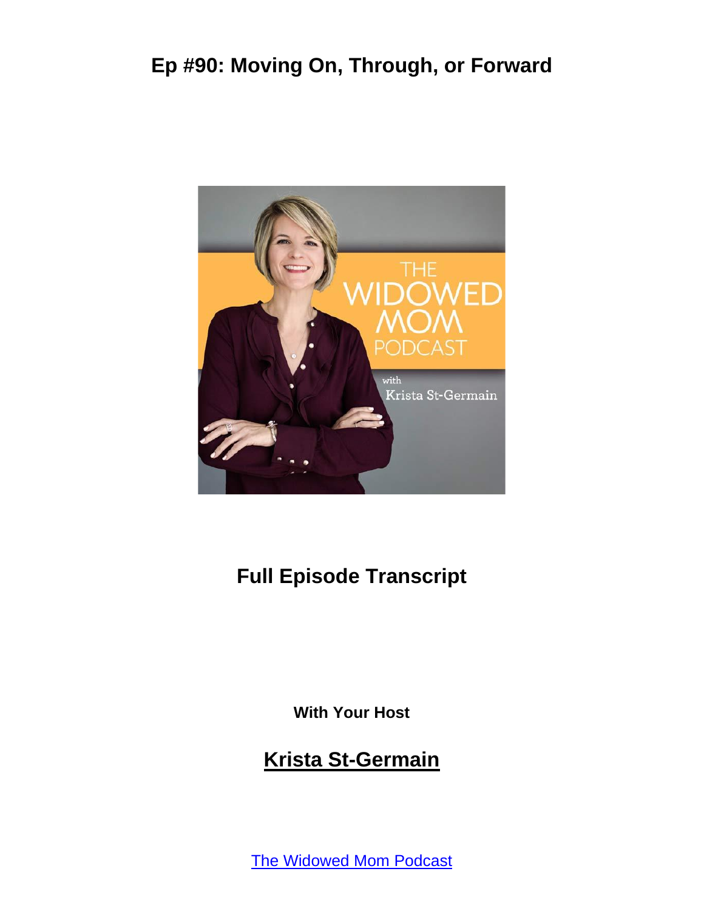# Ep #90: Moving On, Through, or Forward

## Full Episode Transcript

**With Your Host**

## Krista St-Germain

The Widowed Mom Podcast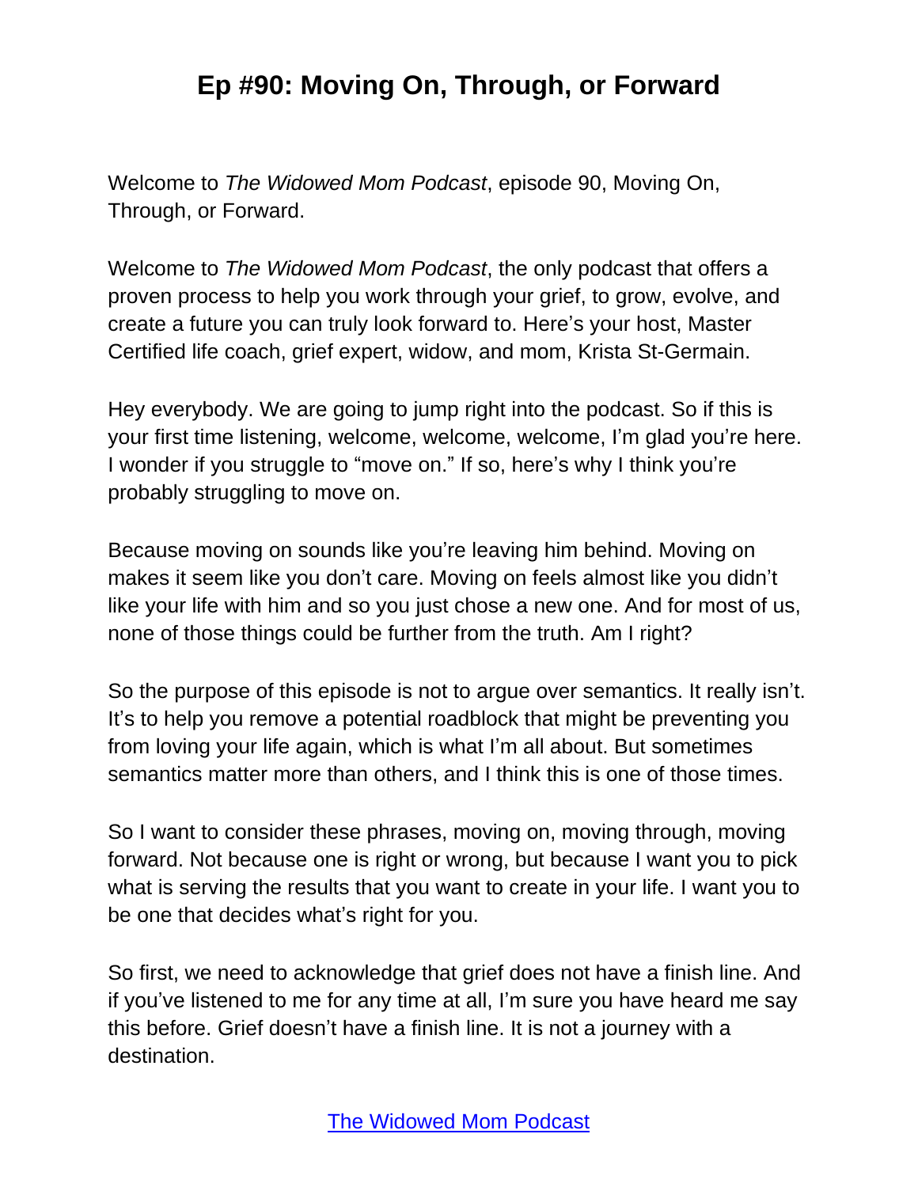# Ep #90: Moving On, Through, or Forward

Welcome to *The Widowed Mom Podcast*, episode 90, Moving On, Through, or Forward.

Welcome to *The Widowed Mom Podcast*, the only podcast that offers a proven process to help you work through your grief, to grow, evolve, and create a future you can truly look forward to. Here's your host, Master Certified life coach, grief expert, widow, and mom, Krista St-Germain.

Hey everybody. We are going to jump right into the podcast. So if this is your first time listening, welcome, welcome, welcome, I'm glad you're here. I wonder if you struggle to "move on." If so, here's why I think you're probably struggling to move on.

Because moving on sounds like you're leaving him behind. Moving on makes it seem like you don't care. Moving on feels almost like you didn't like your life with him and so you just chose a new one. And for most of us, none of those things could be further from the truth. Am I right?

So the purpose of this episode is not to argue over semantics. It really isn't. It's to help you remove a potential roadblock that might be preventing you from loving your life again, which is what I'm all about. But sometimes semantics matter more than others, and I think this is one of those times.

So I want to consider these phrases, moving on, moving through, moving forward. Not because one is right or wrong, but because I want you to pick what is serving the results that you want to create in your life. I want you to be one that decides what's right for you.

So first, we need to acknowledge that grief does not have a finish line. And if you've listened to me for any time at all, I'm sure you have heard me say this before. Grief doesn't have a finish line. It is not a journey with a destination.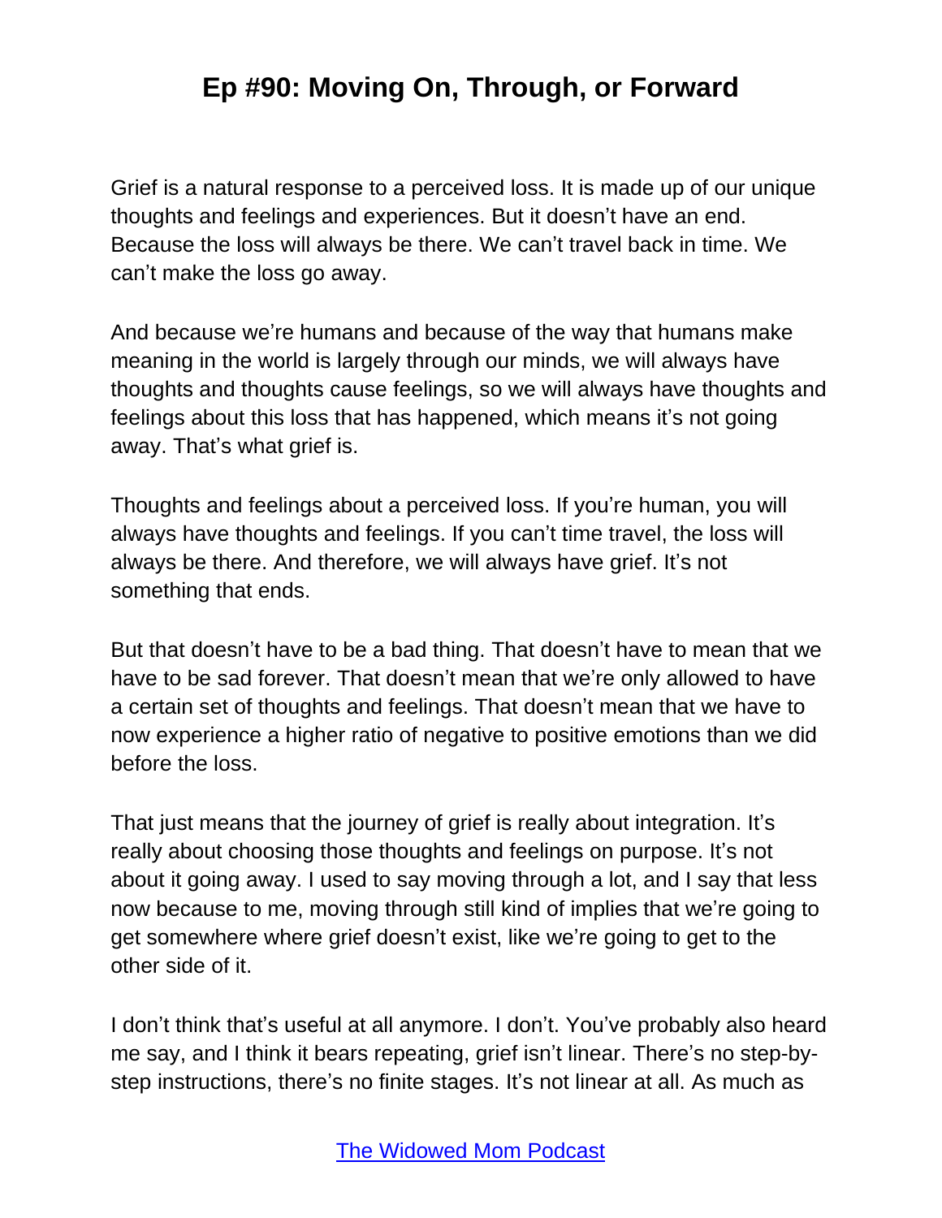Grief is a natural response to a perceived loss. It is made up of our unique thoughts and feelings and experiences. But it doesn't have an end. Because the loss will always be there. We can't travel back in time. We can't make the loss go away.

And because we're humans and because of the way that humans make meaning in the world is largely through our minds, we will always have thoughts and thoughts cause feelings, so we will always have thoughts and feelings about this loss that has happened, which means it's not going away. That's what grief is.

Thoughts and feelings about a perceived loss. If you're human, you will always have thoughts and feelings. If you can't time travel, the loss will always be there. And therefore, we will always have grief. It's not something that ends.

But that doesn't have to be a bad thing. That doesn't have to mean that we have to be sad forever. That doesn't mean that we're only allowed to have a certain set of thoughts and feelings. That doesn't mean that we have to now experience a higher ratio of negative to positive emotions than we did before the loss.

That just means that the journey of grief is really about integration. It's really about choosing those thoughts and feelings on purpose. It's not about it going away. I used to say moving through a lot, and I say that less now because to me, moving through still kind of implies that we're going to get somewhere where grief doesn't exist, like we're going to get to the other side of it.

I don't think that's useful at all anymore. I don't. You've probably also heard me say, and I think it bears repeating, grief isn't linear. There's no step-by-step instructions, there's no finite stages. It's not linear at all. As much as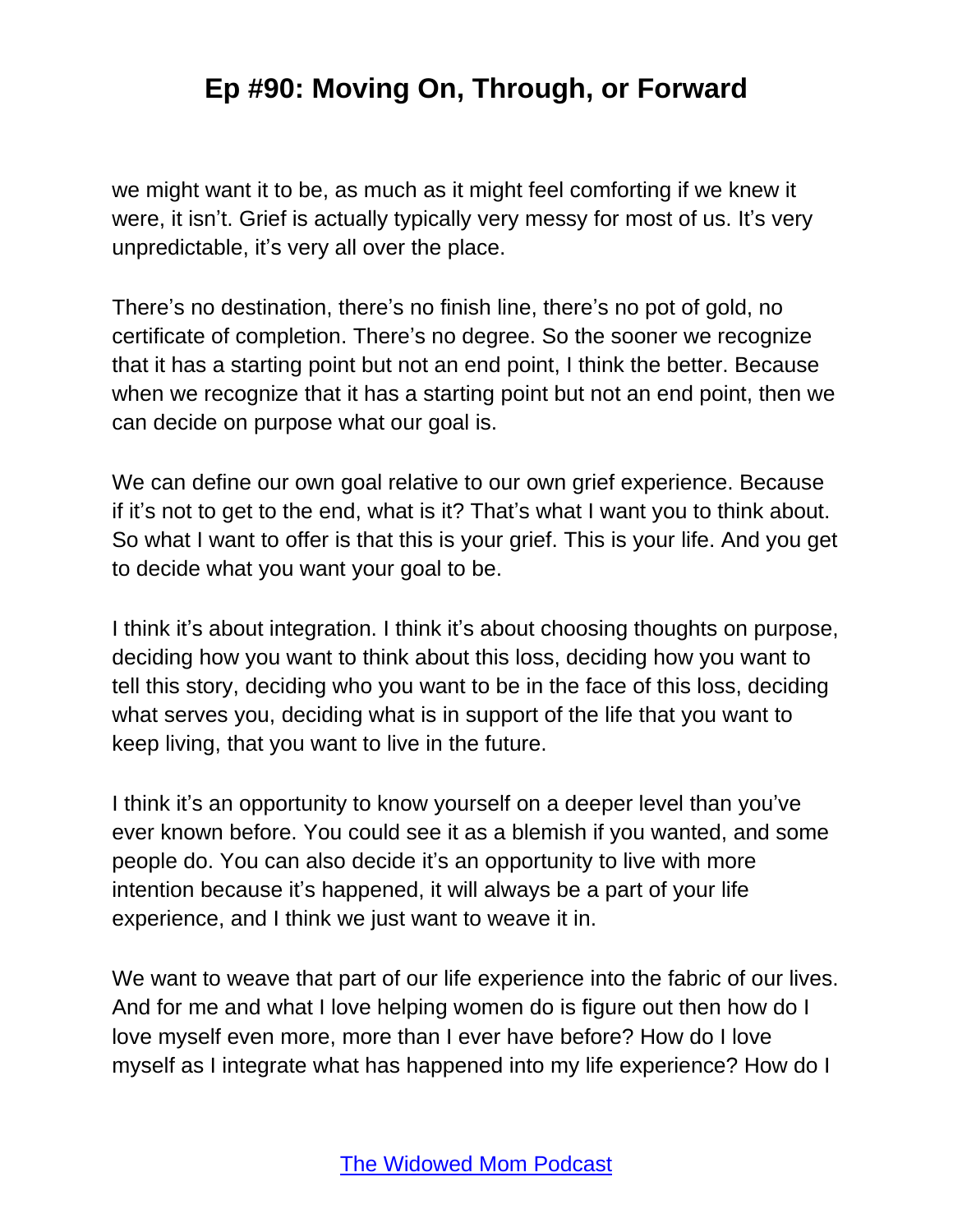we might want it to be, as much as it might feel comforting if we knew it were, it isn't. Grief is actually typically very messy for most of us. It's very unpredictable, it's very all over the place.

There's no destination, there's no finish line, there's no pot of gold, no certificate of completion. There's no degree. So the sooner we recognize that it has a starting point but not an end point, I think the better. Because when we recognize that it has a starting point but not an end point, then we can decide on purpose what our goal is.

We can define our own goal relative to our own grief experience. Because if it's not to get to the end, what is it? That's what I want you to think about. So what I want to offer is that this is your grief. This is your life. And you get to decide what you want your goal to be.

I think it's about integration. I think it's about choosing thoughts on purpose, deciding how you want to think about this loss, deciding how you want to tell this story, deciding who you want to be in the face of this loss, deciding what serves you, deciding what is in support of the life that you want to keep living, that you want to live in the future.

I think it's an opportunity to know yourself on a deeper level than you've ever known before. You could see it as a blemish if you wanted, and some people do. You can also decide it's an opportunity to live with more intention because it's happened, it will always be a part of your life experience, and I think we just want to weave it in.

We want to weave that part of our life experience into the fabric of our lives. And for me and what I love helping women do is figure out then how do I love myself even more, more than I ever have before? How do I love myself as I integrate what has happened into my life experience? How do I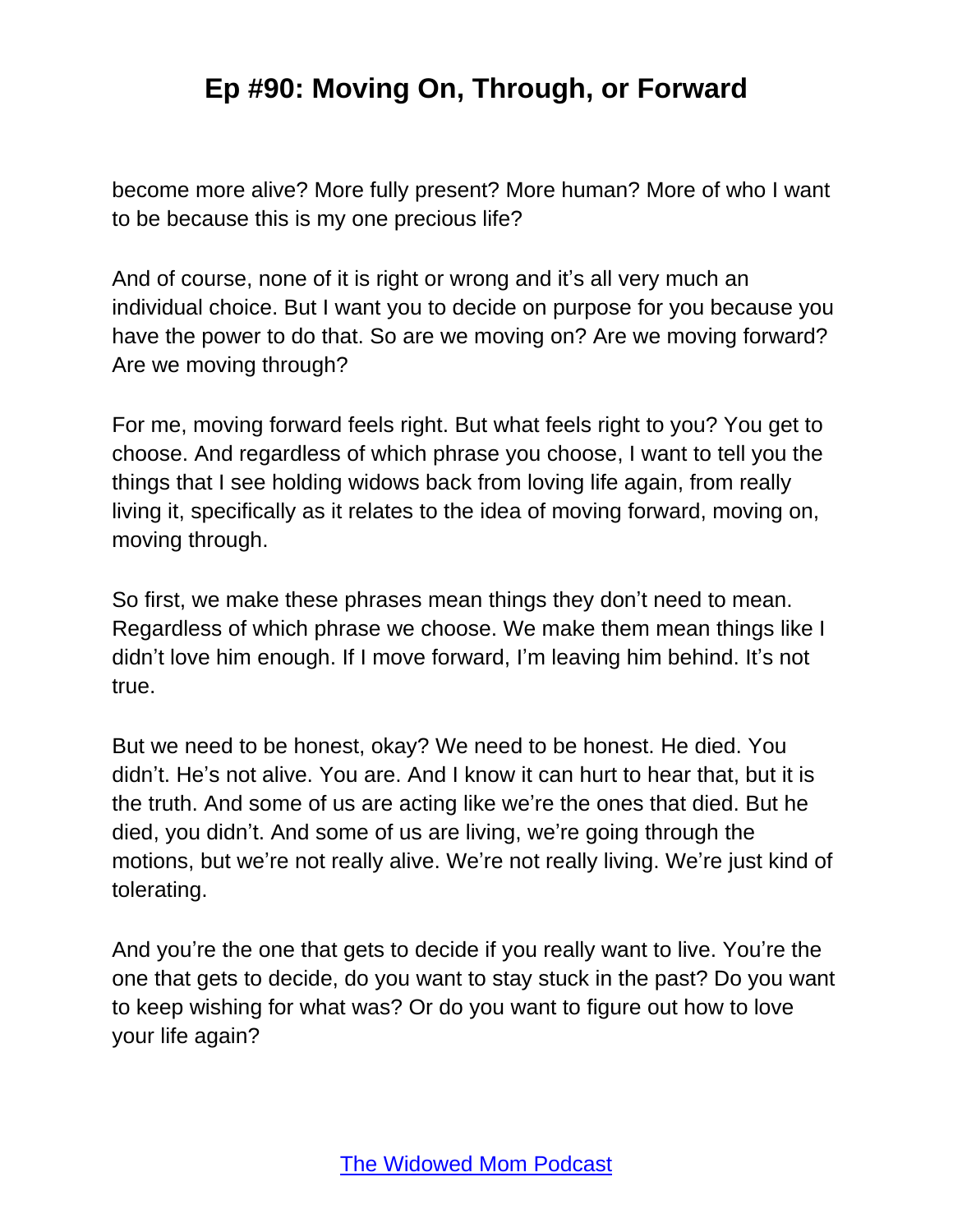become more alive? More fully present? More human? More of who I want to be because this is my one precious life?

And of course, none of it is right or wrong and it's all very much an individual choice. But I want you to decide on purpose for you because you have the power to do that. So are we moving on? Are we moving forward? Are we moving through?

For me, moving forward feels right. But what feels right to you? You get to choose. And regardless of which phrase you choose, I want to tell you the things that I see holding widows back from loving life again, from really living it, specifically as it relates to the idea of moving forward, moving on, moving through.

So first, we make these phrases mean things they don't need to mean. Regardless of which phrase we choose. We make them mean things like I didn't love him enough. If I move forward, I'm leaving him behind. It's not true.

But we need to be honest, okay? We need to be honest. He died. You didn't. He's not alive. You are. And I know it can hurt to hear that, but it is the truth. And some of us are acting like we're the ones that died. But he died, you didn't. And some of us are living, we're going through the motions, but we're not really alive. We're not really living. We're just kind of tolerating.

And you're the one that gets to decide if you really want to live. You're the one that gets to decide, do you want to stay stuck in the past? Do you want to keep wishing for what was? Or do you want to figure out how to love your life again?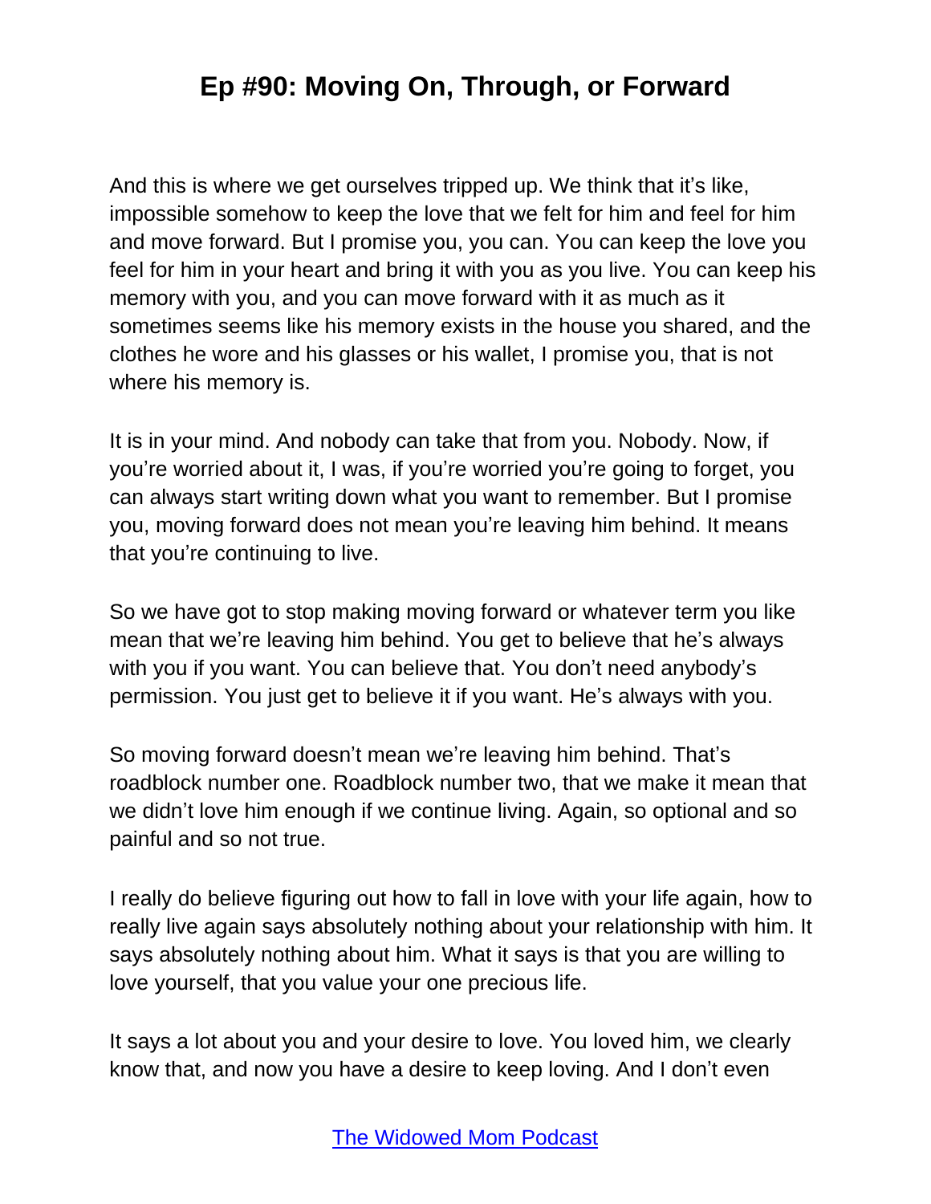And this is where we get ourselves tripped up. We think that it's like, impossible somehow to keep the love that we felt for him and feel for him and move forward. But I promise you, you can. You can keep the love you feel for him in your heart and bring it with you as you live. You can keep his memory with you, and you can move forward with it as much as it sometimes seems like his memory exists in the house you shared, and the clothes he wore and his glasses or his wallet, I promise you, that is not where his memory is.

It is in your mind. And nobody can take that from you. Nobody. Now, if you're worried about it, I was, if you're worried you're going to forget, you can always start writing down what you want to remember. But I promise you, moving forward does not mean you're leaving him behind. It means that you're continuing to live.

So we have got to stop making moving forward or whatever term you like mean that we're leaving him behind. You get to believe that he's always with you if you want. You can believe that. You don't need anybody's permission. You just get to believe it if you want. He's always with you.

So moving forward doesn't mean we're leaving him behind. That's roadblock number one. Roadblock number two, that we make it mean that we didn't love him enough if we continue living. Again, so optional and so painful and so not true.

I really do believe figuring out how to fall in love with your life again, how to really live again says absolutely nothing about your relationship with him. It says absolutely nothing about him. What it says is that you are willing to love yourself, that you value your one precious life.

It says a lot about you and your desire to love. You loved him, we clearly know that, and now you have a desire to keep loving. And I don't even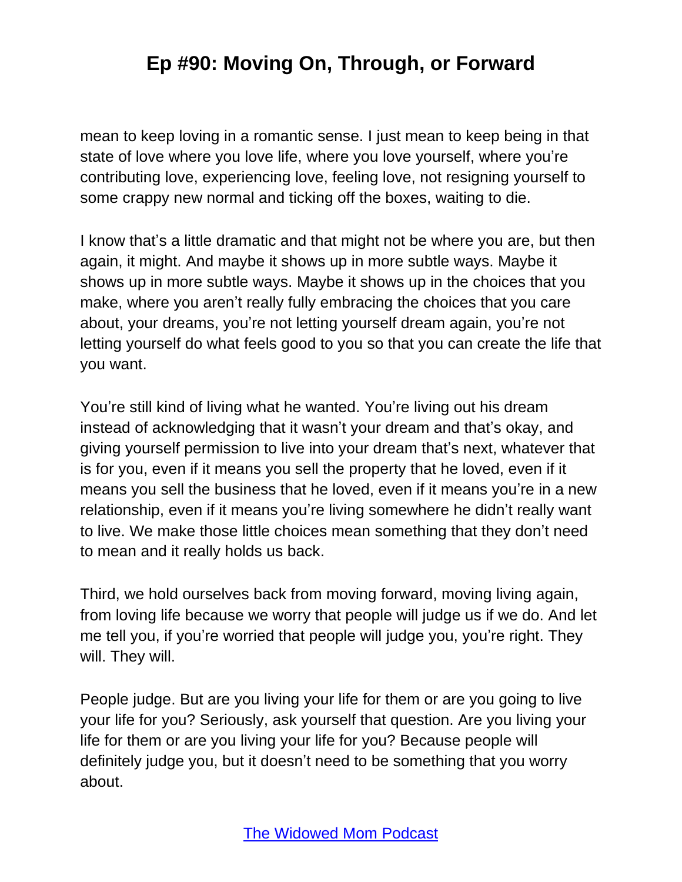mean to keep loving in a romantic sense. I just mean to keep being in that state of love where you love life, where you love yourself, where you're contributing love, experiencing love, feeling love, not resigning yourself to some crappy new normal and ticking off the boxes, waiting to die.

I know that's a little dramatic and that might not be where you are, but then again, it might. And maybe it shows up in more subtle ways. Maybe it shows up in more subtle ways. Maybe it shows up in the choices that you make, where you aren't really fully embracing the choices that you care about, your dreams, you're not letting yourself dream again, you're not letting yourself do what feels good to you so that you can create the life that you want.

You're still kind of living what he wanted. You're living out his dream instead of acknowledging that it wasn't your dream and that's okay, and giving yourself permission to live into your dream that's next, whatever that is for you, even if it means you sell the property that he loved, even if it means you sell the business that he loved, even if it means you're in a new relationship, even if it means you're living somewhere he didn't really want to live. We make those little choices mean something that they don't need to mean and it really holds us back.

Third, we hold ourselves back from moving forward, moving living again, from loving life because we worry that people will judge us if we do. And let me tell you, if you're worried that people will judge you, you're right. They will. They will.

People judge. But are you living your life for them or are you going to live your life for you? Seriously, ask yourself that question. Are you living your life for them or are you living your life for you? Because people will definitely judge you, but it doesn't need to be something that you worry about.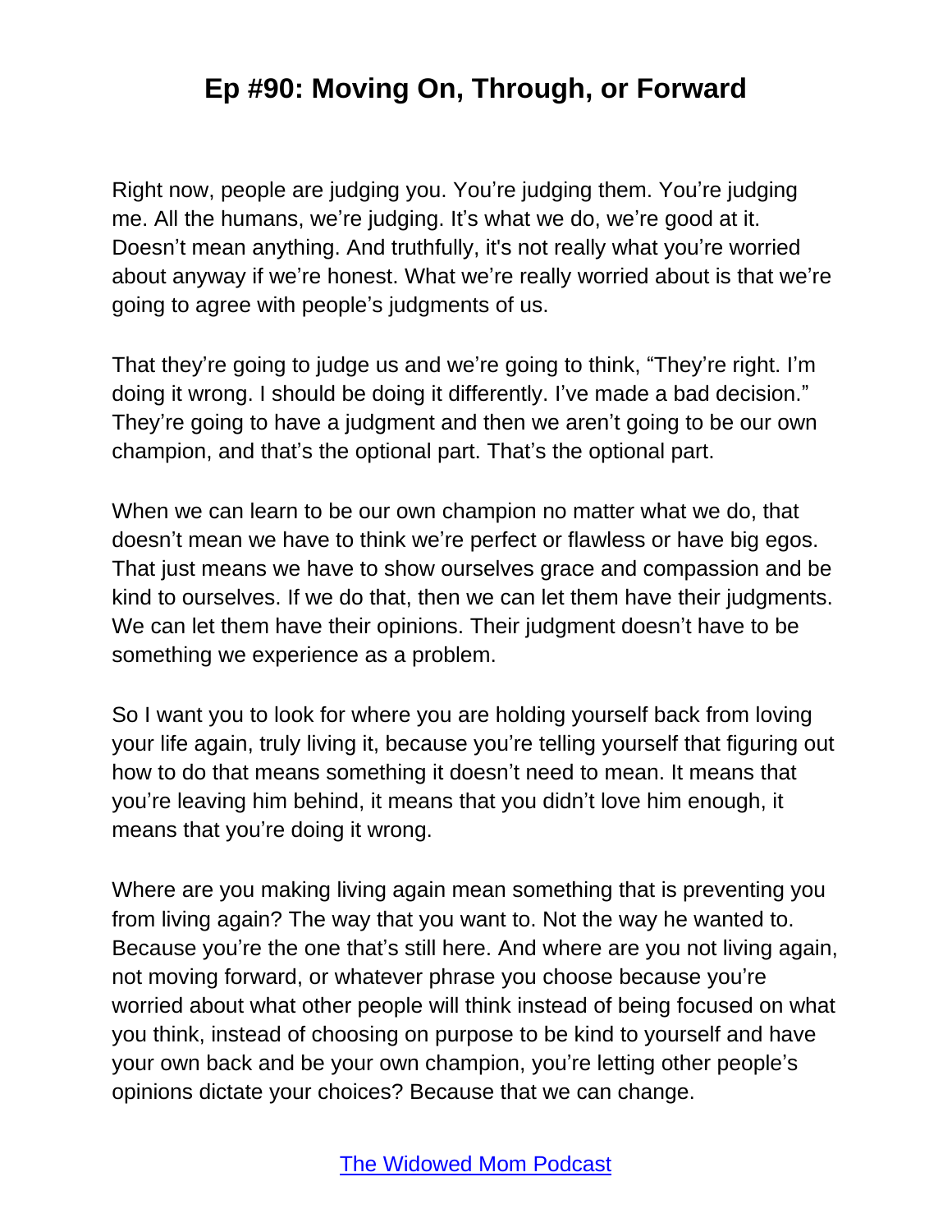Right now, people are judging you. You're judging them. You're judging me. All the humans, we're judging. It's what we do, we're good at it. Doesn't mean anything. And truthfully, it's not really what you're worried about anyway if we're honest. What we're really worried about is that we're going to agree with people's judgments of us.

That they're going to judge us and we're going to think, "They're right. I'm doing it wrong. I should be doing it differently. I've made a bad decision." They're going to have a judgment and then we aren't going to be our own champion, and that's the optional part. That's the optional part.

When we can learn to be our own champion no matter what we do, that doesn't mean we have to think we're perfect or flawless or have big egos. That just means we have to show ourselves grace and compassion and be kind to ourselves. If we do that, then we can let them have their judgments. We can let them have their opinions. Their judgment doesn't have to be something we experience as a problem.

So I want you to look for where you are holding yourself back from loving your life again, truly living it, because you're telling yourself that figuring out how to do that means something it doesn't need to mean. It means that you're leaving him behind, it means that you didn't love him enough, it means that you're doing it wrong.

Where are you making living again mean something that is preventing you from living again? The way that you want to. Not the way he wanted to. Because you're the one that's still here. And where are you not living again, not moving forward, or whatever phrase you choose because you're worried about what other people will think instead of being focused on what you think, instead of choosing on purpose to be kind to yourself and have your own back and be your own champion, you're letting other people's opinions dictate your choices? Because that we can change.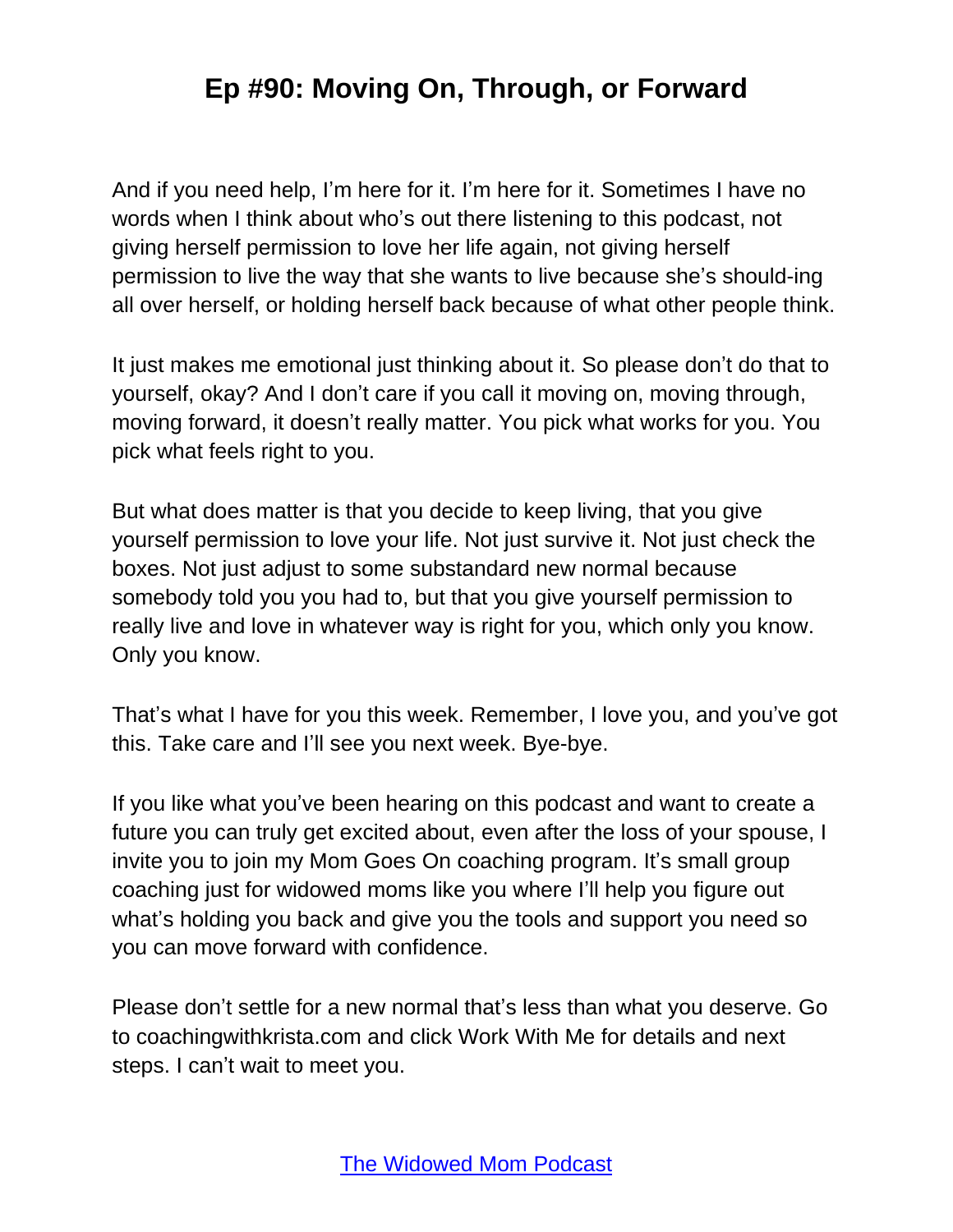And if you need help, I'm here for it. I'm here for it. Sometimes I have no words when I think about who's out there listening to this podcast, not giving herself permission to love her life again, not giving herself permission to live the way that she wants to live because she's should-ing all over herself, or holding herself back because of what other people think.

It just makes me emotional just thinking about it. So please don't do that to yourself, okay? And I don't care if you call it moving on, moving through, moving forward, it doesn't really matter. You pick what works for you. You pick what feels right to you.

But what does matter is that you decide to keep living, that you give yourself permission to love your life. Not just survive it. Not just check the boxes. Not just adjust to some substandard new normal because somebody told you you had to, but that you give yourself permission to really live and love in whatever way is right for you, which only you know. Only you know.

That's what I have for you this week. Remember, I love you, and you've got this. Take care and I'll see you next week. Bye-bye.

If you like what you've been hearing on this podcast and want to create a future you can truly get excited about, even after the loss of your spouse, I invite you to join my Mom Goes On coaching program. It's small group coaching just for widowed moms like you where I'll help you figure out what's holding you back and give you the tools and support you need so you can move forward with confidence.

Please don't settle for a new normal that's less than what you deserve. Go to coachingwithkrista.com and click Work With Me for details and next steps. I can't wait to meet you.